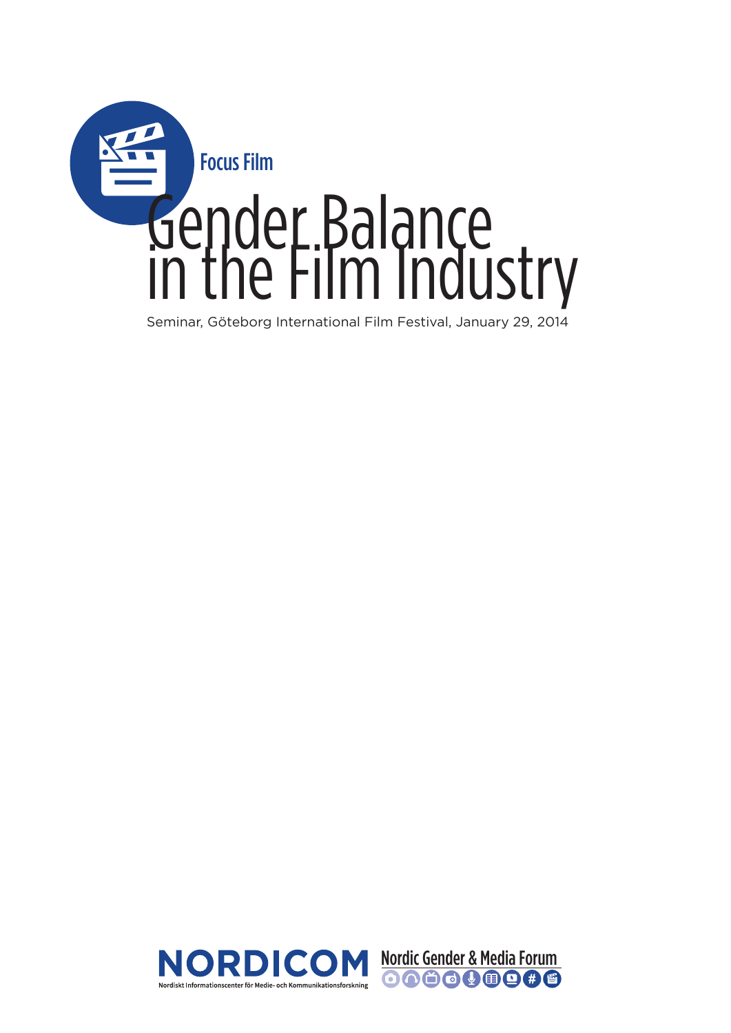Focus Film

# Gender Balance in the Film Industry

Seminar, Göteborg International Film Festival, January 29, 2014

NORDICOM
Nordiskt Informationscenter för Medie- och Kommunikationsforskning

Nordic Gender & Media Forum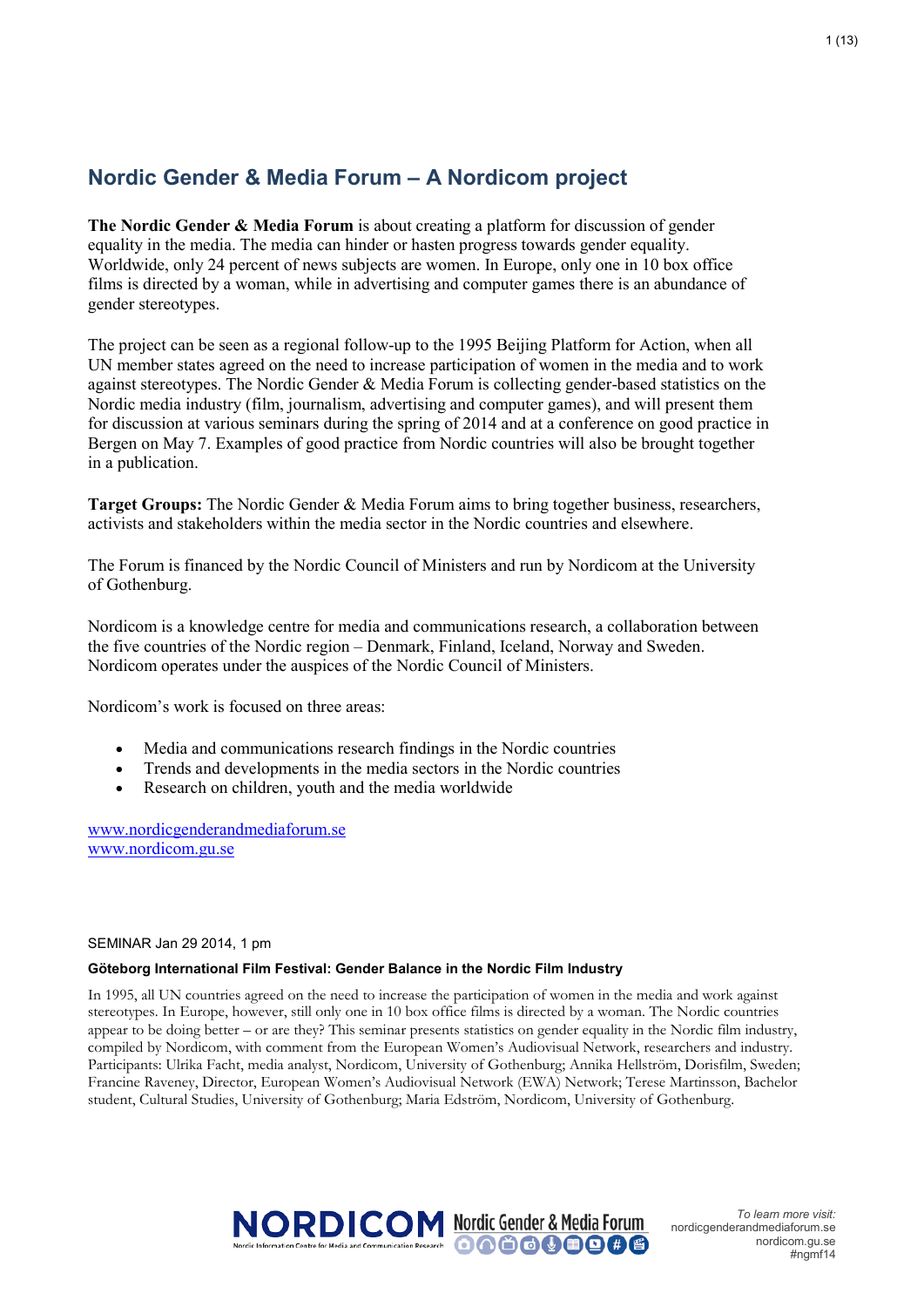# Nordic Gender & Media Forum – A Nordicom project

**The Nordic Gender & Media Forum** is about creating a platform for discussion of gender equality in the media. The media can hinder or hasten progress towards gender equality. Worldwide, only 24 percent of news subjects are women. In Europe, only one in 10 box office films is directed by a woman, while in advertising and computer games there is an abundance of gender stereotypes.

The project can be seen as a regional follow-up to the 1995 Beijing Platform for Action, when all UN member states agreed on the need to increase participation of women in the media and to work against stereotypes. The Nordic Gender & Media Forum is collecting gender-based statistics on the Nordic media industry (film, journalism, advertising and computer games), and will present them for discussion at various seminars during the spring of 2014 and at a conference on good practice in Bergen on May 7. Examples of good practice from Nordic countries will also be brought together in a publication.

**Target Groups:** The Nordic Gender & Media Forum aims to bring together business, researchers, activists and stakeholders within the media sector in the Nordic countries and elsewhere.

The Forum is financed by the Nordic Council of Ministers and run by Nordicom at the University of Gothenburg.

Nordicom is a knowledge centre for media and communications research, a collaboration between the five countries of the Nordic region – Denmark, Finland, Iceland, Norway and Sweden. Nordicom operates under the auspices of the Nordic Council of Ministers.

Nordicom's work is focused on three areas:

- Media and communications research findings in the Nordic countries
- Trends and developments in the media sectors in the Nordic countries
- Research on children, youth and the media worldwide

www.nordicgenderandmediaforum.se
www.nordicom.gu.se

SEMINAR Jan 29 2014, 1 pm

**Göteborg International Film Festival: Gender Balance in the Nordic Film Industry**

In 1995, all UN countries agreed on the need to increase the participation of women in the media and work against stereotypes. In Europe, however, still only one in 10 box office films is directed by a woman. The Nordic countries appear to be doing better – or are they? This seminar presents statistics on gender equality in the Nordic film industry, compiled by Nordicom, with comment from the European Women's Audiovisual Network, researchers and industry. Participants: Ulrika Facht, media analyst, Nordicom, University of Gothenburg; Annika Hellström, Dorisfilm, Sweden; Francine Raveney, Director, European Women's Audiovisual Network (EWA) Network; Terese Martinsson, Bachelor student, Cultural Studies, University of Gothenburg; Maria Edström, Nordicom, University of Gothenburg.

*To learn more visit:*
nordicgenderandmediaforum.se
nordicom.gu.se
#ngmf14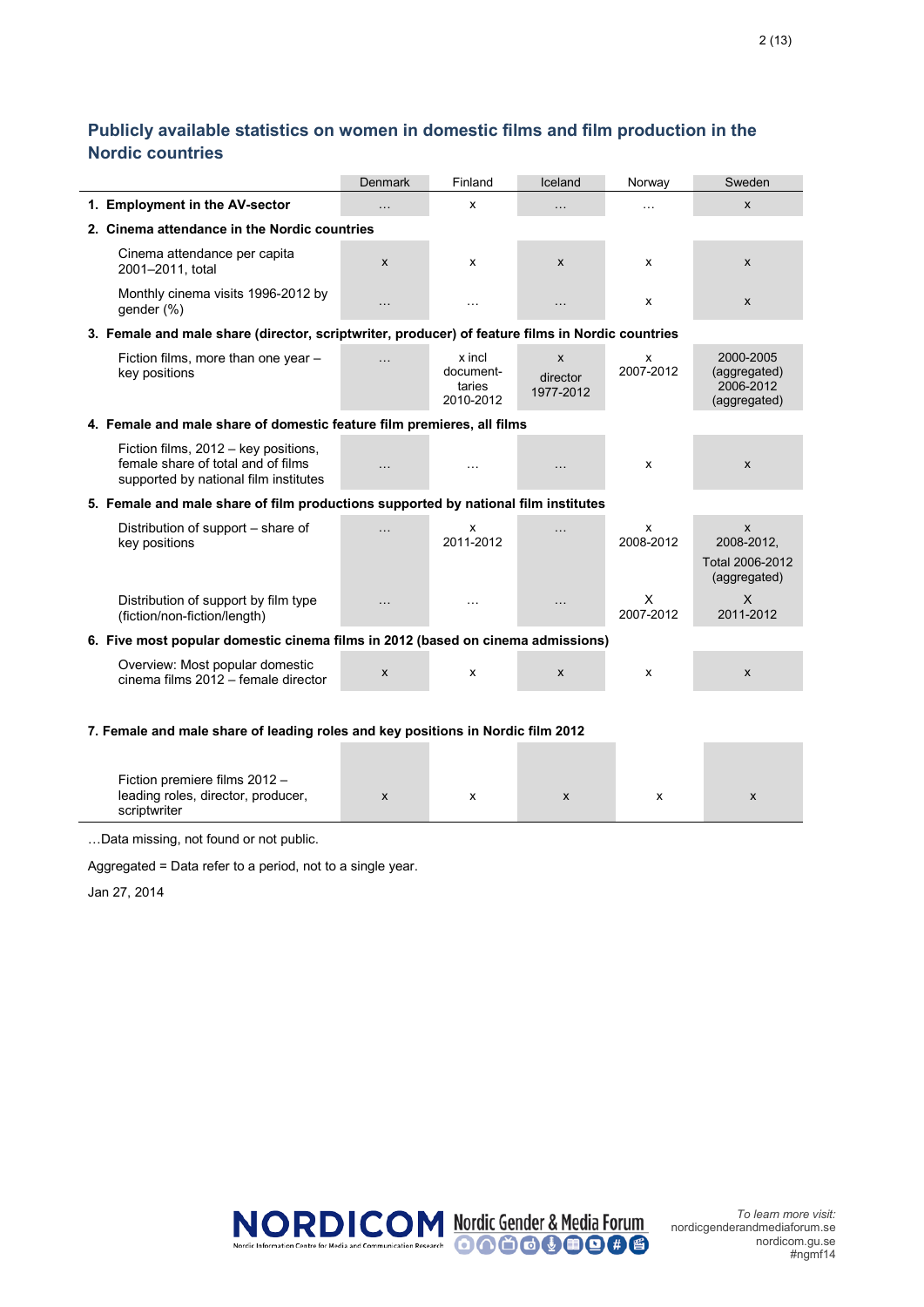## Publicly available statistics on women in domestic films and film production in the Nordic countries

| | Denmark | Finland | Iceland | Norway | Sweden |
|---|---|---|---|---|---|
| **1. Employment in the AV-sector** | … | x | … | … | x |
| **2. Cinema attendance in the Nordic countries** | | | | | |
| Cinema attendance per capita 2001–2011, total | x | x | x | x | x |
| Monthly cinema visits 1996-2012 by gender (%) | … | … | … | x | x |
| **3. Female and male share (director, scriptwriter, producer) of feature films in Nordic countries** | | | | | |
| Fiction films, more than one year – key positions | … | x incl document-taries 2010-2012 | x director 1977-2012 | x 2007-2012 | 2000-2005 (aggregated) 2006-2012 (aggregated) |
| **4. Female and male share of domestic feature film premieres, all films** | | | | | |
| Fiction films, 2012 – key positions, female share of total and of films supported by national film institutes | … | … | … | x | x |
| **5. Female and male share of film productions supported by national film institutes** | | | | | |
| Distribution of support – share of key positions | … | x 2011-2012 | … | x 2008-2012 | x 2008-2012, Total 2006-2012 (aggregated) |
| Distribution of support by film type (fiction/non-fiction/length) | … | … | … | X 2007-2012 | X 2011-2012 |
| **6. Five most popular domestic cinema films in 2012 (based on cinema admissions)** | | | | | |
| Overview: Most popular domestic cinema films 2012 – female director | x | x | x | x | x |
| **7. Female and male share of leading roles and key positions in Nordic film 2012** | | | | | |
| Fiction premiere films 2012 – leading roles, director, producer, scriptwriter | x | x | x | x | x |

…Data missing, not found or not public.

Aggregated = Data refer to a period, not to a single year.

Jan 27, 2014

NORDICOM Nordic Information Centre for Media and Communication Research — Nordic Gender & Media Forum

*To learn more visit:*
nordicgenderandmediaforum.se
nordicom.gu.se
#ngmf14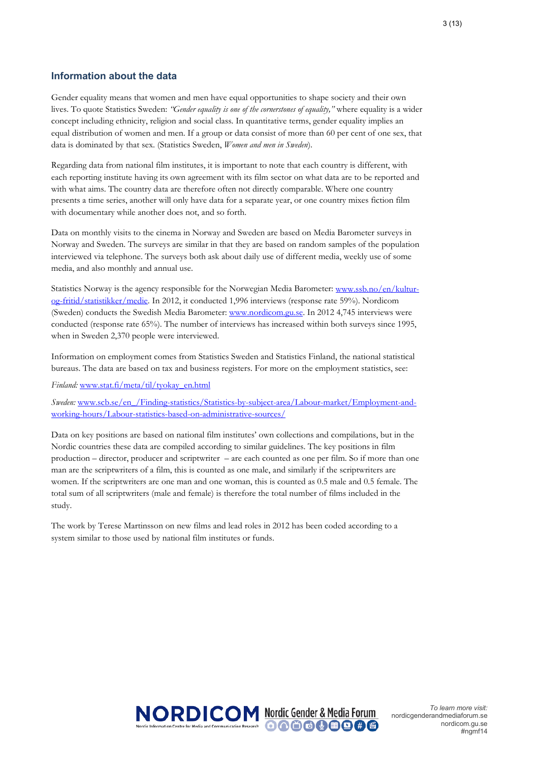## Information about the data

Gender equality means that women and men have equal opportunities to shape society and their own lives. To quote Statistics Sweden: *"Gender equality is one of the cornerstones of equality,"* where equality is a wider concept including ethnicity, religion and social class. In quantitative terms, gender equality implies an equal distribution of women and men. If a group or data consist of more than 60 per cent of one sex, that data is dominated by that sex. (Statistics Sweden, *Women and men in Sweden*).

Regarding data from national film institutes, it is important to note that each country is different, with each reporting institute having its own agreement with its film sector on what data are to be reported and with what aims. The country data are therefore often not directly comparable. Where one country presents a time series, another will only have data for a separate year, or one country mixes fiction film with documentary while another does not, and so forth.

Data on monthly visits to the cinema in Norway and Sweden are based on Media Barometer surveys in Norway and Sweden. The surveys are similar in that they are based on random samples of the population interviewed via telephone. The surveys both ask about daily use of different media, weekly use of some media, and also monthly and annual use.

Statistics Norway is the agency responsible for the Norwegian Media Barometer: www.ssb.no/en/kultur-og-fritid/statistikker/medie. In 2012, it conducted 1,996 interviews (response rate 59%). Nordicom (Sweden) conducts the Swedish Media Barometer: www.nordicom.gu.se. In 2012 4,745 interviews were conducted (response rate 65%). The number of interviews has increased within both surveys since 1995, when in Sweden 2,370 people were interviewed.

Information on employment comes from Statistics Sweden and Statistics Finland, the national statistical bureaus. The data are based on tax and business registers. For more on the employment statistics, see:

*Finland:* www.stat.fi/meta/til/tyokay_en.html

*Sweden:* www.scb.se/en_/Finding-statistics/Statistics-by-subject-area/Labour-market/Employment-and-working-hours/Labour-statistics-based-on-administrative-sources/

Data on key positions are based on national film institutes' own collections and compilations, but in the Nordic countries these data are compiled according to similar guidelines. The key positions in film production – director, producer and scriptwriter – are each counted as one per film. So if more than one man are the scriptwriters of a film, this is counted as one male, and similarly if the scriptwriters are women. If the scriptwriters are one man and one woman, this is counted as 0.5 male and 0.5 female. The total sum of all scriptwriters (male and female) is therefore the total number of films included in the study.

The work by Terese Martinsson on new films and lead roles in 2012 has been coded according to a system similar to those used by national film institutes or funds.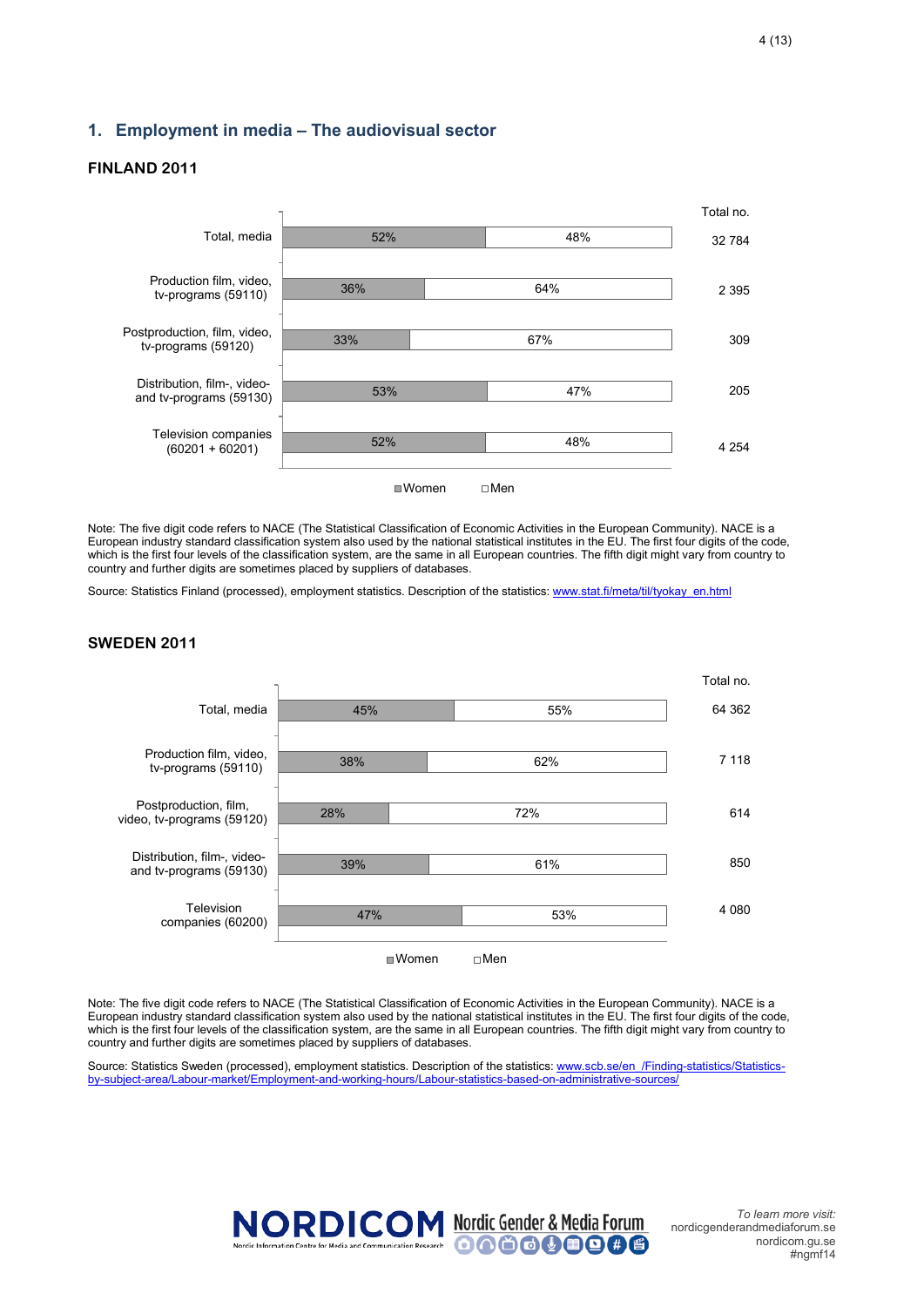## 1. Employment in media – The audiovisual sector

### FINLAND 2011

| | Women | Men | Total no. |
|---|---|---|---|
| Total, media | 52% | 48% | 32 784 |
| Production film, video, tv-programs (59110) | 36% | 64% | 2 395 |
| Postproduction, film, video, tv-programs (59120) | 33% | 67% | 309 |
| Distribution, film-, video- and tv-programs (59130) | 53% | 47% | 205 |
| Television companies (60201 + 60201) | 52% | 48% | 4 254 |

Note: The five digit code refers to NACE (The Statistical Classification of Economic Activities in the European Community). NACE is a European industry standard classification system also used by the national statistical institutes in the EU. The first four digits of the code, which is the first four levels of the classification system, are the same in all European countries. The fifth digit might vary from country to country and further digits are sometimes placed by suppliers of databases.

Source: Statistics Finland (processed), employment statistics. Description of the statistics: www.stat.fi/meta/til/tyokay_en.html

### SWEDEN 2011

| | Women | Men | Total no. |
|---|---|---|---|
| Total, media | 45% | 55% | 64 362 |
| Production film, video, tv-programs (59110) | 38% | 62% | 7 118 |
| Postproduction, film, video, tv-programs (59120) | 28% | 72% | 614 |
| Distribution, film-, video- and tv-programs (59130) | 39% | 61% | 850 |
| Television companies (60200) | 47% | 53% | 4 080 |

Note: The five digit code refers to NACE (The Statistical Classification of Economic Activities in the European Community). NACE is a European industry standard classification system also used by the national statistical institutes in the EU. The first four digits of the code, which is the first four levels of the classification system, are the same in all European countries. The fifth digit might vary from country to country and further digits are sometimes placed by suppliers of databases.

Source: Statistics Sweden (processed), employment statistics. Description of the statistics: www.scb.se/en_/Finding-statistics/Statistics-by-subject-area/Labour-market/Employment-and-working-hours/Labour-statistics-based-on-administrative-sources/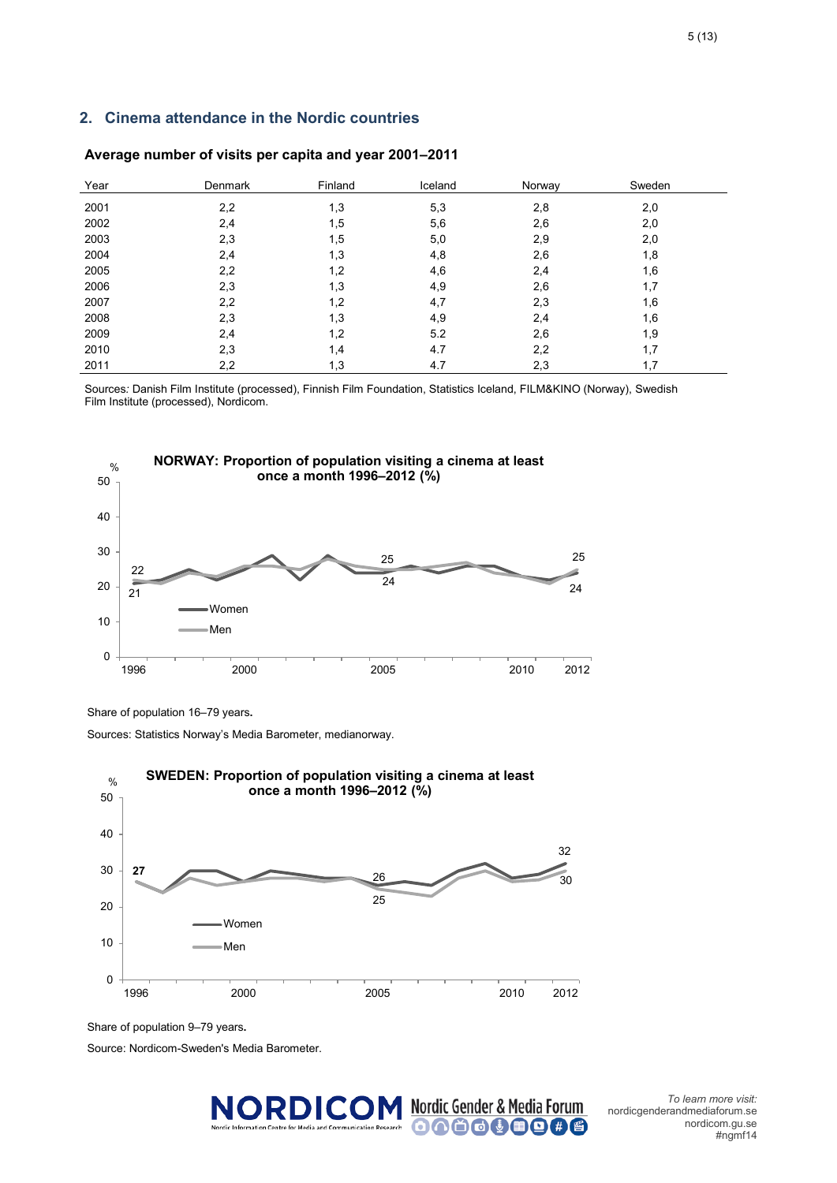## 2. Cinema attendance in the Nordic countries

### Average number of visits per capita and year 2001–2011

| Year | Denmark | Finland | Iceland | Norway | Sweden |
|---|---|---|---|---|---|
| 2001 | 2,2 | 1,3 | 5,3 | 2,8 | 2,0 |
| 2002 | 2,4 | 1,5 | 5,6 | 2,6 | 2,0 |
| 2003 | 2,3 | 1,5 | 5,0 | 2,9 | 2,0 |
| 2004 | 2,4 | 1,3 | 4,8 | 2,6 | 1,8 |
| 2005 | 2,2 | 1,2 | 4,6 | 2,4 | 1,6 |
| 2006 | 2,3 | 1,3 | 4,9 | 2,6 | 1,7 |
| 2007 | 2,2 | 1,2 | 4,7 | 2,3 | 1,6 |
| 2008 | 2,3 | 1,3 | 4,9 | 2,4 | 1,6 |
| 2009 | 2,4 | 1,2 | 5.2 | 2,6 | 1,9 |
| 2010 | 2,3 | 1,4 | 4.7 | 2,2 | 1,7 |
| 2011 | 2,2 | 1,3 | 4.7 | 2,3 | 1,7 |

Sources: Danish Film Institute (processed), Finnish Film Foundation, Statistics Iceland, FILM&KINO (Norway), Swedish Film Institute (processed), Nordicom.

**NORWAY: Proportion of population visiting a cinema at least once a month 1996–2012 (%)**

Share of population 16–79 years.

Sources: Statistics Norway's Media Barometer, medianorway.

**SWEDEN: Proportion of population visiting a cinema at least once a month 1996–2012 (%)**

Share of population 9–79 years.

Source: Nordicom-Sweden's Media Barometer.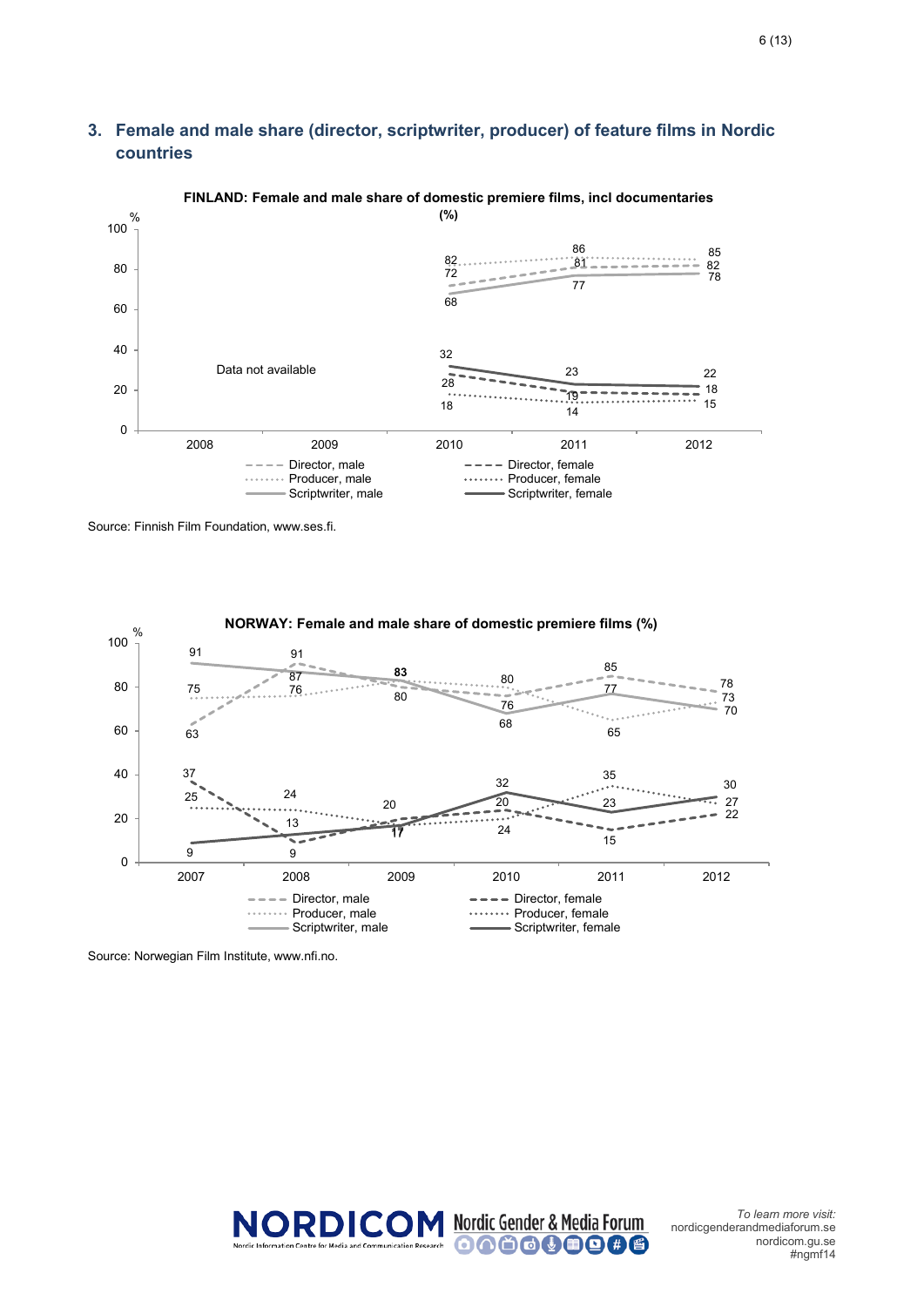## 3. Female and male share (director, scriptwriter, producer) of feature films in Nordic countries

**FINLAND: Female and male share of domestic premiere films, incl documentaries (%)**

| | 2008 | 2009 | 2010 | 2011 | 2012 |
|---|---|---|---|---|---|
| Director, male | | | 72 | 81 | 82 |
| Producer, male | | | 82 | 86 | 85 |
| Scriptwriter, male | | | 68 | 77 | 78 |
| Director, female | | | 28 | 19 | 18 |
| Producer, female | | | 18 | 14 | 15 |
| Scriptwriter, female | | | 32 | 23 | 22 |

Data not available (2008–2009)

Source: Finnish Film Foundation, www.ses.fi.

**NORWAY: Female and male share of domestic premiere films (%)**

| | 2007 | 2008 | 2009 | 2010 | 2011 | 2012 |
|---|---|---|---|---|---|---|
| Director, male | 63 | 91 | 80 | 76 | 85 | 78 |
| Producer, male | 75 | 76 | 83 | 80 | 65 | 73 |
| Scriptwriter, male | 91 | 87 | 83 | 68 | 77 | 70 |
| Director, female | 37 | 9 | 20 | 24 | 15 | 22 |
| Producer, female | 25 | 24 | 17 | 20 | 35 | 27 |
| Scriptwriter, female | 9 | 13 | 17 | 32 | 23 | 30 |

Source: Norwegian Film Institute, www.nfi.no.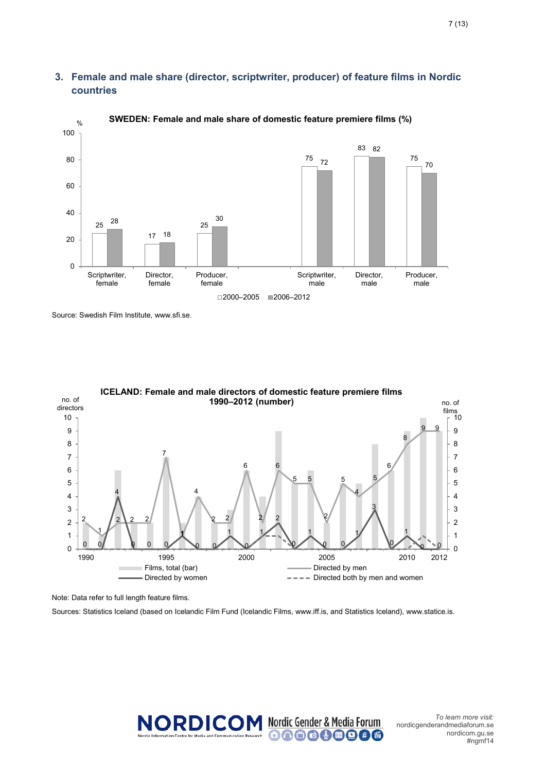## 3. Female and male share (director, scriptwriter, producer) of feature films in Nordic countries

**SWEDEN: Female and male share of domestic feature premiere films (%)**

| | 2000–2005 | 2006–2012 |
|---|---|---|
| Scriptwriter, female | 25 | 28 |
| Director, female | 17 | 18 |
| Producer, female | 25 | 30 |
| Scriptwriter, male | 75 | 72 |
| Director, male | 83 | 82 |
| Producer, male | 75 | 70 |

Source: Swedish Film Institute, www.sfi.se.

**ICELAND: Female and male directors of domestic feature premiere films 1990–2012 (number)**

| Year | Directed by men | Directed by women |
|---|---|---|
| 1990 | 2 | 0 |
| 1991 | 1 | 0 |
| 1992 | 2 | 4 |
| 1993 | 2 | 0 |
| 1994 | 2 | 0 |
| 1995 | 7 | 0 |
| 1996 | 1 | 1 |
| 1997 | 4 | 0 |
| 1998 | 2 | 0 |
| 1999 | 2 | 1 |
| 2000 | 6 | 0 |
| 2001 | 2 | 1 |
| 2002 | 6 | 2 |
| 2003 | 5 | 0 |
| 2004 | 5 | 1 |
| 2005 | 2 | 0 |
| 2006 | 5 | 0 |
| 2007 | 4 | 1 |
| 2008 | 5 | 3 |
| 2009 | 6 | 0 |
| 2010 | 8 | 1 |
| 2011 | 9 | 0 |
| 2012 | 9 | 0 |

Legend: Films, total (bar); Directed by women; Directed by men; Directed both by men and women

Note: Data refer to full length feature films.

Sources: Statistics Iceland (based on Icelandic Film Fund (Icelandic Films, www.iff.is, and Statistics Iceland), www.statice.is.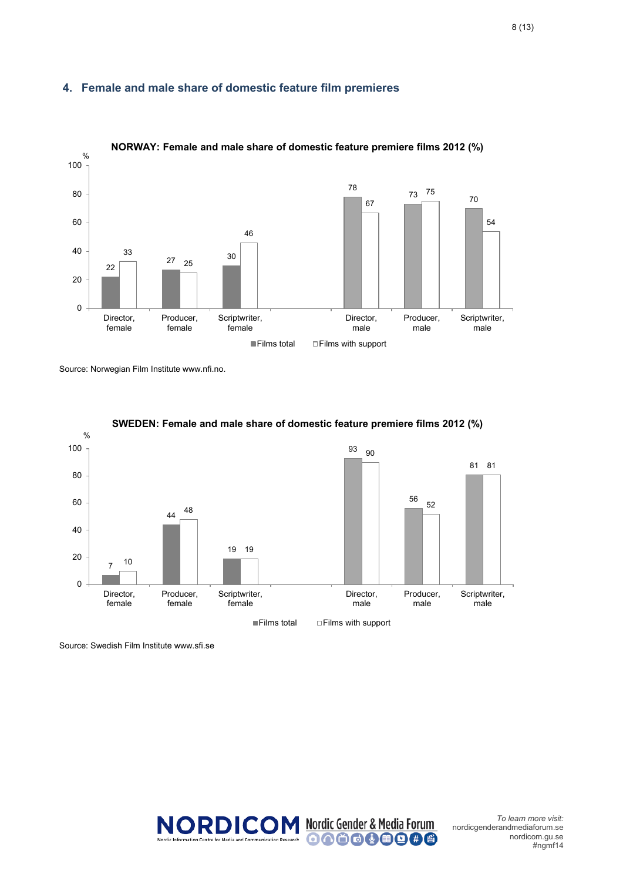## 4. Female and male share of domestic feature film premieres

**NORWAY: Female and male share of domestic feature premiere films 2012 (%)**

| | Films total | Films with support |
|---|---|---|
| Director, female | 22 | 33 |
| Producer, female | 27 | 25 |
| Scriptwriter, female | 30 | 46 |
| Director, male | 78 | 67 |
| Producer, male | 73 | 75 |
| Scriptwriter, male | 70 | 54 |

Source: Norwegian Film Institute www.nfi.no.

**SWEDEN: Female and male share of domestic feature premiere films 2012 (%)**

| | Films total | Films with support |
|---|---|---|
| Director, female | 7 | 10 |
| Producer, female | 44 | 48 |
| Scriptwriter, female | 19 | 19 |
| Director, male | 93 | 90 |
| Producer, male | 56 | 52 |
| Scriptwriter, male | 81 | 81 |

Source: Swedish Film Institute www.sfi.se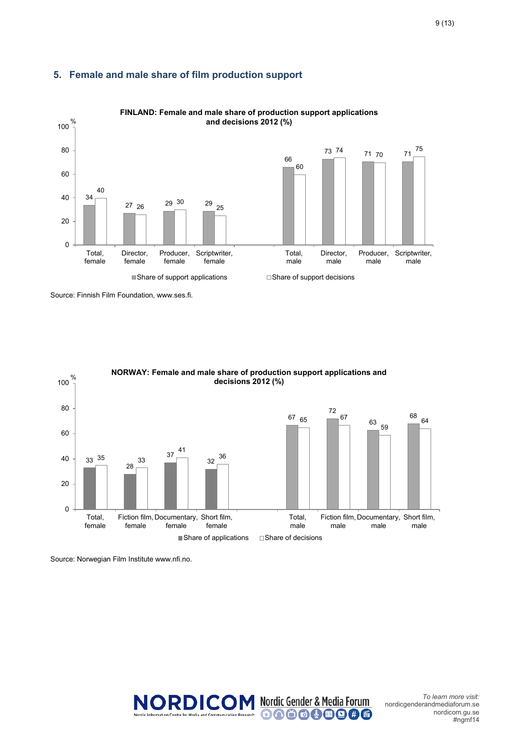## 5. Female and male share of film production support

**FINLAND: Female and male share of production support applications and decisions 2012 (%)**

| | Share of support applications | Share of support decisions |
|---|---|---|
| Total, female | 34 | 40 |
| Director, female | 27 | 26 |
| Producer, female | 29 | 30 |
| Scriptwriter, female | 29 | 25 |
| Total, male | 66 | 60 |
| Director, male | 73 | 74 |
| Producer, male | 71 | 70 |
| Scriptwriter, male | 71 | 75 |

Source: Finnish Film Foundation, www.ses.fi.

**NORWAY: Female and male share of production support applications and decisions 2012 (%)**

| | Share of applications | Share of decisions |
|---|---|---|
| Total, female | 33 | 35 |
| Fiction film, female | 28 | 33 |
| Documentary, female | 37 | 41 |
| Short film, female | 32 | 36 |
| Total, male | 67 | 65 |
| Fiction film, male | 72 | 67 |
| Documentary, male | 63 | 59 |
| Short film, male | 68 | 64 |

Source: Norwegian Film Institute www.nfi.no.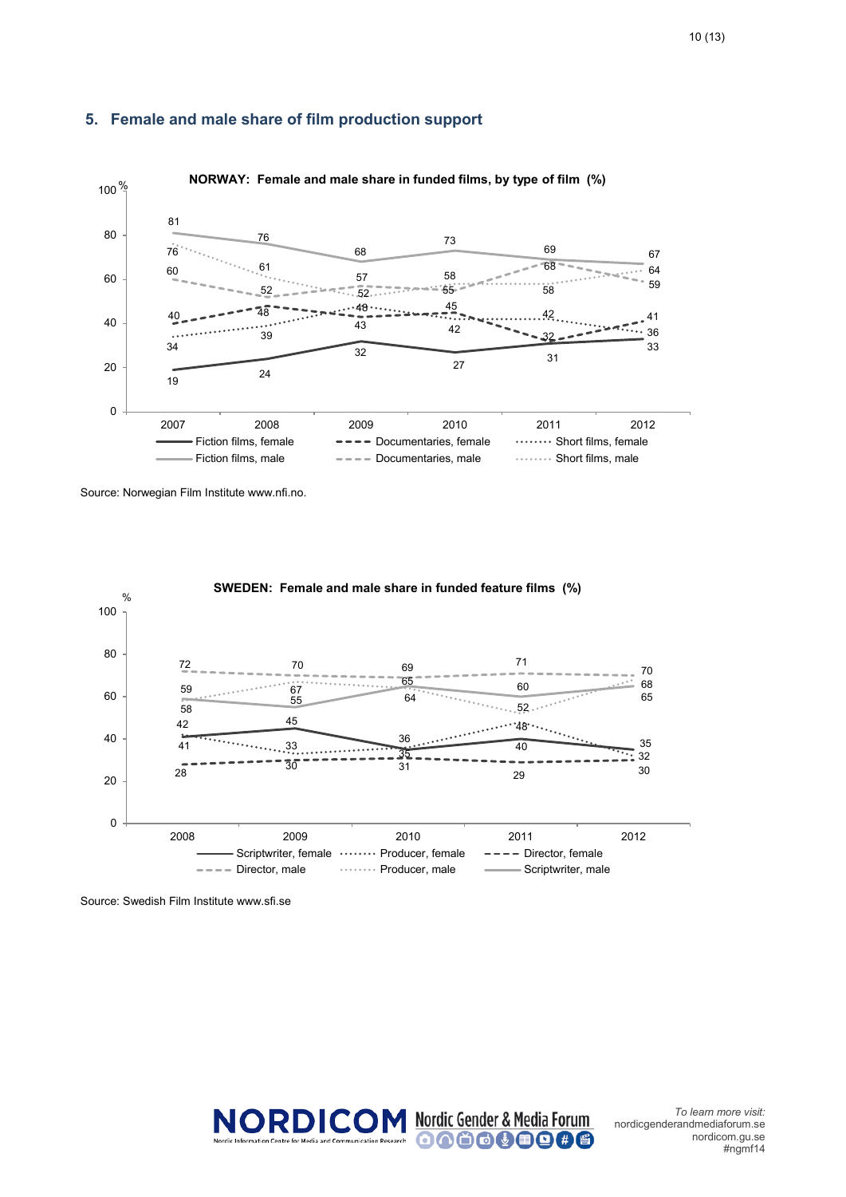## 5. Female and male share of film production support

**NORWAY: Female and male share in funded films, by type of film (%)**

| | 2007 | 2008 | 2009 | 2010 | 2011 | 2012 |
|---|---|---|---|---|---|---|
| Fiction films, female | 19 | 24 | 32 | 27 | 31 | 33 |
| Fiction films, male | 81 | 76 | 68 | 73 | 69 | 67 |
| Documentaries, female | 40 | 48 | 43 | 45 | 32 | 41 |
| Documentaries, male | 60 | 52 | 57 | 55 | 68 | 59 |
| Short films, female | 34 | 39 | 48 | 42 | 42 | 36 |
| Short films, male | 76 | 61 | 52 | 58 | 58 | 64 |

Source: Norwegian Film Institute www.nfi.no.

**SWEDEN: Female and male share in funded feature films (%)**

| | 2008 | 2009 | 2010 | 2011 | 2012 |
|---|---|---|---|---|---|
| Scriptwriter, female | 41 | 45 | 35 | 40 | 35 |
| Scriptwriter, male | 59 | 55 | 65 | 60 | 65 |
| Producer, female | 42 | 33 | 36 | 48 | 32 |
| Producer, male | 58 | 67 | 64 | 52 | 68 |
| Director, female | 28 | 30 | 31 | 29 | 30 |
| Director, male | 72 | 70 | 69 | 71 | 70 |

Source: Swedish Film Institute www.sfi.se

*To learn more visit:*
nordicgenderandmediaforum.se
nordicom.gu.se
#ngmf14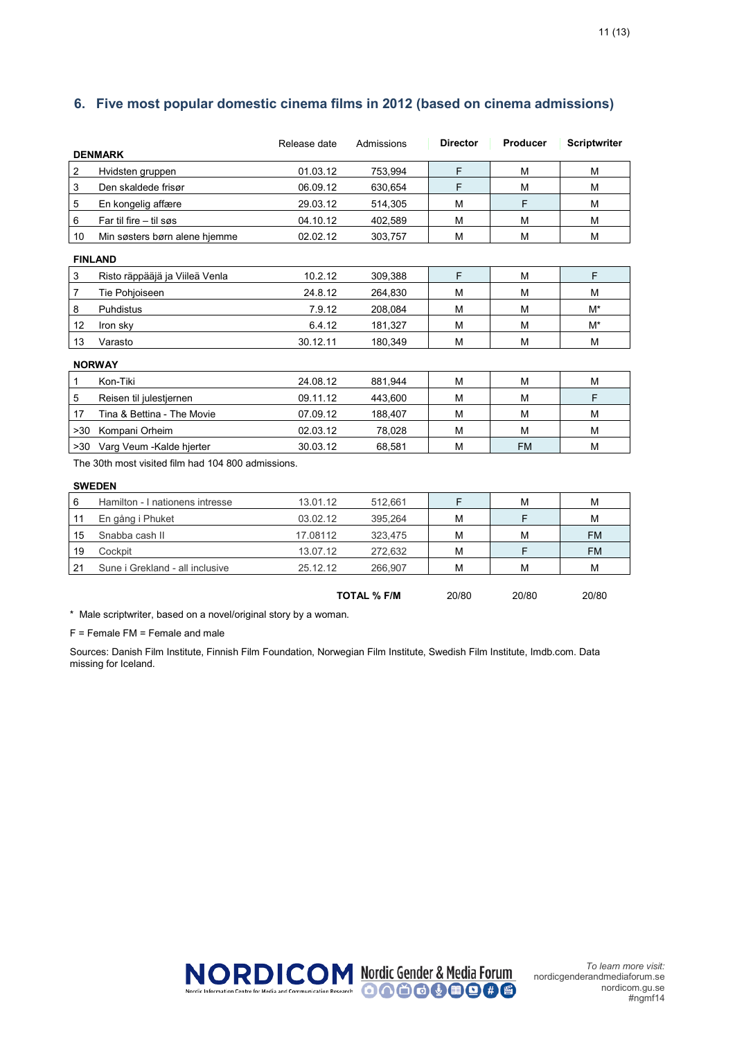## 6. Five most popular domestic cinema films in 2012 (based on cinema admissions)

| | | Release date | Admissions | Director | Producer | Scriptwriter |
|---|---|---|---|---|---|---|
| **DENMARK** | | | | | | |
| 2 | Hvidsten gruppen | 01.03.12 | 753,994 | F | M | M |
| 3 | Den skaldede frisør | 06.09.12 | 630,654 | F | M | M |
| 5 | En kongelig affære | 29.03.12 | 514,305 | M | F | M |
| 6 | Far til fire – til søs | 04.10.12 | 402,589 | M | M | M |
| 10 | Min søsters børn alene hjemme | 02.02.12 | 303,757 | M | M | M |
| **FINLAND** | | | | | | |
| 3 | Risto räppääjä ja Viileä Venla | 10.2.12 | 309,388 | F | M | F |
| 7 | Tie Pohjoiseen | 24.8.12 | 264,830 | M | M | M |
| 8 | Puhdistus | 7.9.12 | 208,084 | M | M | M* |
| 12 | Iron sky | 6.4.12 | 181,327 | M | M | M* |
| 13 | Varasto | 30.12.11 | 180,349 | M | M | M |
| **NORWAY** | | | | | | |
| 1 | Kon-Tiki | 24.08.12 | 881,944 | M | M | M |
| 5 | Reisen til julestjernen | 09.11.12 | 443,600 | M | M | F |
| 17 | Tina & Bettina - The Movie | 07.09.12 | 188,407 | M | M | M |
| >30 | Kompani Orheim | 02.03.12 | 78,028 | M | M | M |
| >30 | Varg Veum -Kalde hjerter | 30.03.12 | 68,581 | M | FM | M |
| The 30th most visited film had 104 800 admissions. | | | | | | |
| **SWEDEN** | | | | | | |
| 6 | Hamilton - I nationens intresse | 13.01.12 | 512,661 | F | M | M |
| 11 | En gång i Phuket | 03.02.12 | 395,264 | M | F | M |
| 15 | Snabba cash II | 17.08112 | 323,475 | M | M | FM |
| 19 | Cockpit | 13.07.12 | 272,632 | M | F | FM |
| 21 | Sune i Grekland - all inclusive | 25.12.12 | 266,907 | M | M | M |
| | | | **TOTAL % F/M** | 20/80 | 20/80 | 20/80 |

* Male scriptwriter, based on a novel/original story by a woman.

F = Female FM = Female and male

Sources: Danish Film Institute, Finnish Film Foundation, Norwegian Film Institute, Swedish Film Institute, Imdb.com. Data missing for Iceland.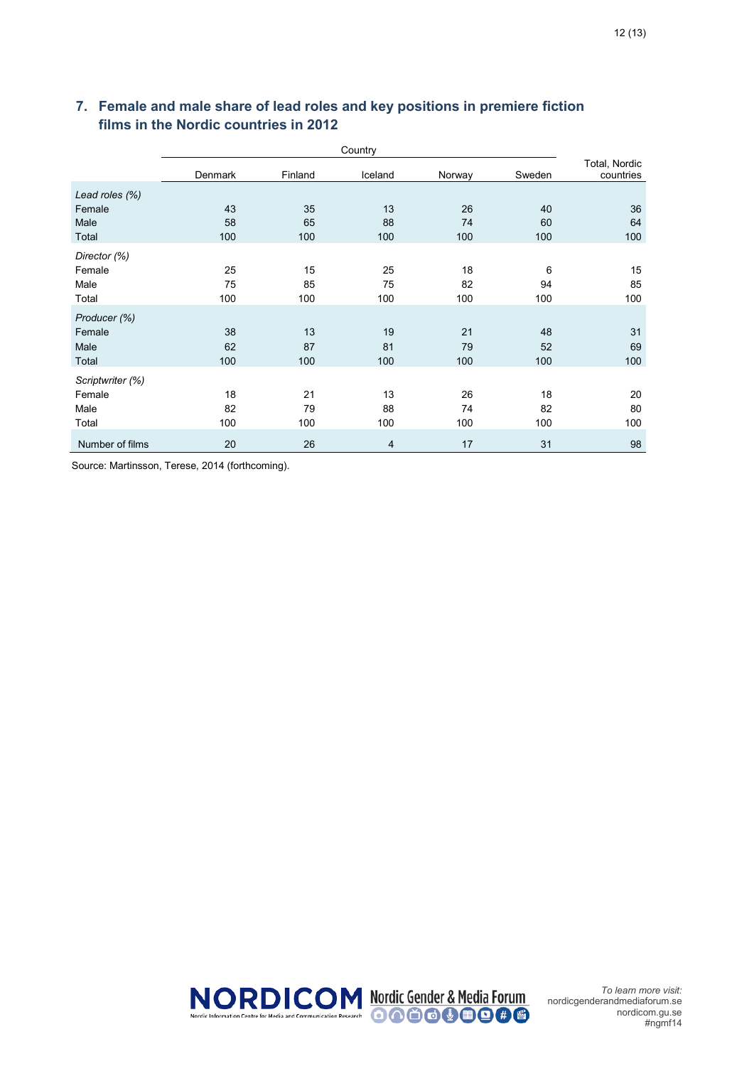## 7. Female and male share of lead roles and key positions in premiere fiction films in the Nordic countries in 2012

| | Country | | | | | Total, Nordic countries |
|---|---|---|---|---|---|---|
| | Denmark | Finland | Iceland | Norway | Sweden | |
| *Lead roles (%)* | | | | | | |
| Female | 43 | 35 | 13 | 26 | 40 | 36 |
| Male | 58 | 65 | 88 | 74 | 60 | 64 |
| Total | 100 | 100 | 100 | 100 | 100 | 100 |
| *Director (%)* | | | | | | |
| Female | 25 | 15 | 25 | 18 | 6 | 15 |
| Male | 75 | 85 | 75 | 82 | 94 | 85 |
| Total | 100 | 100 | 100 | 100 | 100 | 100 |
| *Producer (%)* | | | | | | |
| Female | 38 | 13 | 19 | 21 | 48 | 31 |
| Male | 62 | 87 | 81 | 79 | 52 | 69 |
| Total | 100 | 100 | 100 | 100 | 100 | 100 |
| *Scriptwriter (%)* | | | | | | |
| Female | 18 | 21 | 13 | 26 | 18 | 20 |
| Male | 82 | 79 | 88 | 74 | 82 | 80 |
| Total | 100 | 100 | 100 | 100 | 100 | 100 |
| Number of films | 20 | 26 | 4 | 17 | 31 | 98 |

Source: Martinsson, Terese, 2014 (forthcoming).

*To learn more visit:*
nordicgenderandmediaforum.se
nordicom.gu.se
#ngmf14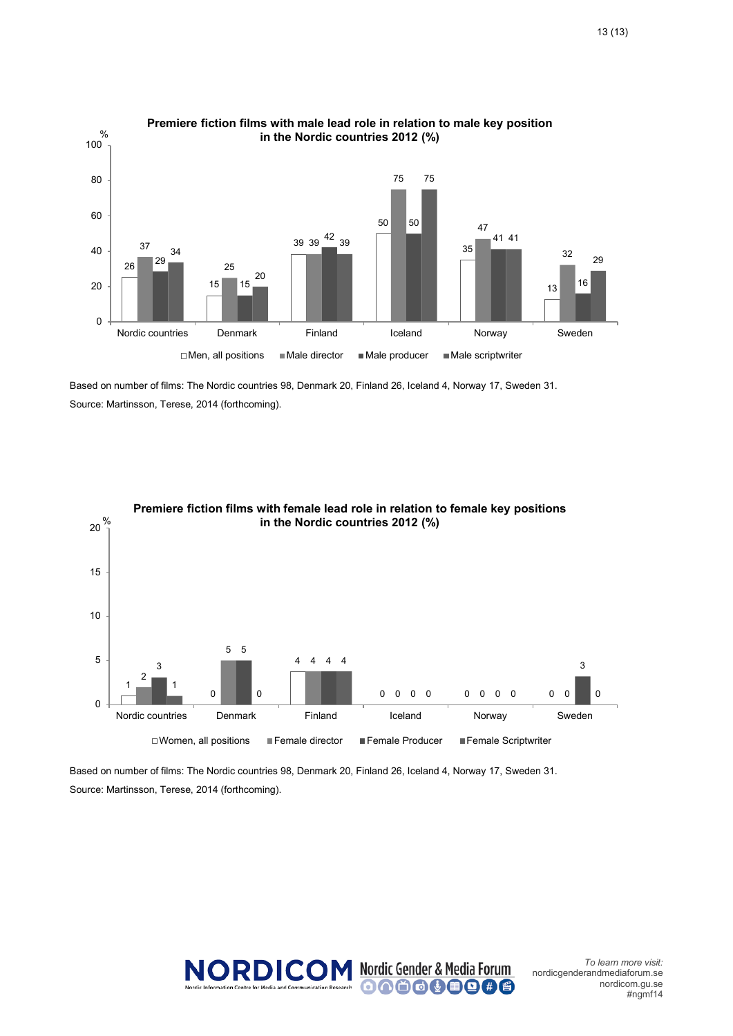**Premiere fiction films with male lead role in relation to male key position in the Nordic countries 2012 (%)**

| | Men, all positions | Male director | Male producer | Male scriptwriter |
|---|---|---|---|---|
| Nordic countries | 26 | 37 | 29 | 34 |
| Denmark | 15 | 25 | 15 | 20 |
| Finland | 39 | 39 | 42 | 39 |
| Iceland | 50 | 75 | 50 | 75 |
| Norway | 35 | 47 | 41 | 41 |
| Sweden | 13 | 32 | 16 | 29 |

Based on number of films: The Nordic countries 98, Denmark 20, Finland 26, Iceland 4, Norway 17, Sweden 31.
Source: Martinsson, Terese, 2014 (forthcoming).

**Premiere fiction films with female lead role in relation to female key positions in the Nordic countries 2012 (%)**

| | Women, all positions | Female director | Female Producer | Female Scriptwriter |
|---|---|---|---|---|
| Nordic countries | 1 | 2 | 3 | 1 |
| Denmark | 0 | 5 | 5 | 0 |
| Finland | 4 | 4 | 4 | 4 |
| Iceland | 0 | 0 | 0 | 0 |
| Norway | 0 | 0 | 0 | 0 |
| Sweden | 0 | 0 | 3 | 0 |

Based on number of films: The Nordic countries 98, Denmark 20, Finland 26, Iceland 4, Norway 17, Sweden 31.
Source: Martinsson, Terese, 2014 (forthcoming).

NORDICOM
Nordic Information Centre for Media and Communication Research

Nordic Gender & Media Forum

*To learn more visit:*
nordicgenderandmediaforum.se
nordicom.gu.se
#ngmf14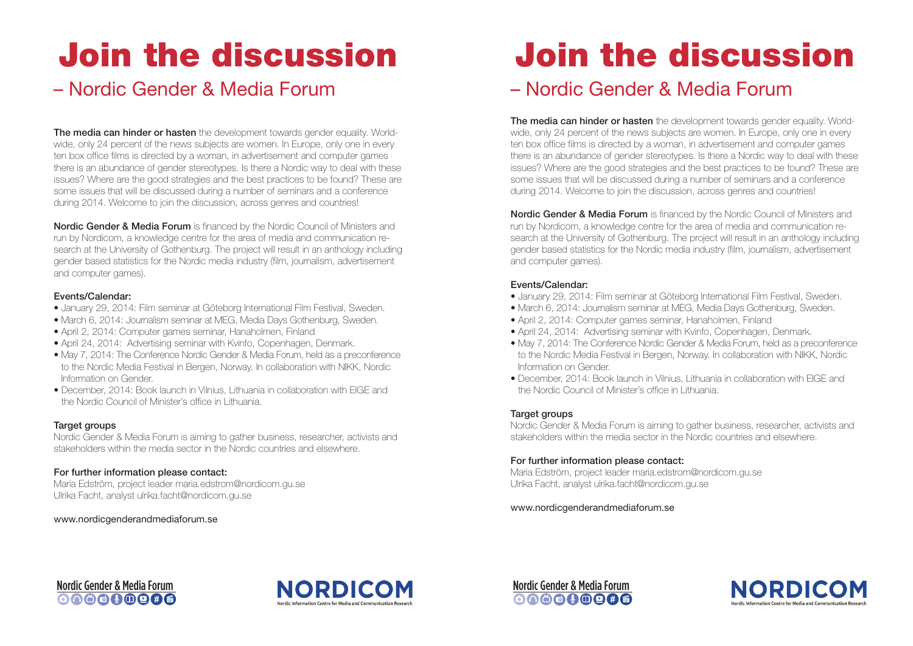# Join the discussion

## – Nordic Gender & Media Forum

**The media can hinder or hasten** the development towards gender equality. World-wide, only 24 percent of the news subjects are women. In Europe, only one in every ten box office films is directed by a woman, in advertisement and computer games there is an abundance of gender stereotypes. Is there a Nordic way to deal with these issues? Where are the good strategies and the best practices to be found? These are some issues that will be discussed during a number of seminars and a conference during 2014. Welcome to join the discussion, across genres and countries!

**Nordic Gender & Media Forum** is financed by the Nordic Council of Ministers and run by Nordicom, a knowledge centre for the area of media and communication research at the University of Gothenburg. The project will result in an anthology including gender based statistics for the Nordic media industry (film, journalism, advertisement and computer games).

**Events/Calendar:**

- January 29, 2014: Film seminar at Göteborg International Film Festival, Sweden.
- March 6, 2014: Journalism seminar at MEG, Media Days Gothenburg, Sweden.
- April 2, 2014: Computer games seminar, Hanaholmen, Finland
- April 24, 2014: Advertising seminar with Kvinfo, Copenhagen, Denmark.
- May 7, 2014: The Conference Nordic Gender & Media Forum, held as a preconference to the Nordic Media Festival in Bergen, Norway. In collaboration with NIKK, Nordic Information on Gender.
- December, 2014: Book launch in Vilnius, Lithuania in collaboration with EIGE and the Nordic Council of Minister's office in Lithuania.

**Target groups**

Nordic Gender & Media Forum is aiming to gather business, researcher, activists and stakeholders within the media sector in the Nordic countries and elsewhere.

**For further information please contact:**

Maria Edström, project leader maria.edstrom@nordicom.gu.se
Ulrika Facht, analyst ulrika.facht@nordicom.gu.se

www.nordicgenderandmediaforum.se

Nordic Gender & Media Forum

NORDICOM
Nordic Information Centre for Media and Communication Research

# Join the discussion

## – Nordic Gender & Media Forum

**The media can hinder or hasten** the development towards gender equality. World-wide, only 24 percent of the news subjects are women. In Europe, only one in every ten box office films is directed by a woman, in advertisement and computer games there is an abundance of gender stereotypes. Is there a Nordic way to deal with these issues? Where are the good strategies and the best practices to be found? These are some issues that will be discussed during a number of seminars and a conference during 2014. Welcome to join the discussion, across genres and countries!

**Nordic Gender & Media Forum** is financed by the Nordic Council of Ministers and run by Nordicom, a knowledge centre for the area of media and communication research at the University of Gothenburg. The project will result in an anthology including gender based statistics for the Nordic media industry (film, journalism, advertisement and computer games).

**Events/Calendar:**

- January 29, 2014: Film seminar at Göteborg International Film Festival, Sweden.
- March 6, 2014: Journalism seminar at MEG, Media Days Gothenburg, Sweden.
- April 2, 2014: Computer games seminar, Hanaholmen, Finland
- April 24, 2014: Advertising seminar with Kvinfo, Copenhagen, Denmark.
- May 7, 2014: The Conference Nordic Gender & Media Forum, held as a preconference to the Nordic Media Festival in Bergen, Norway. In collaboration with NIKK, Nordic Information on Gender.
- December, 2014: Book launch in Vilnius, Lithuania in collaboration with EIGE and the Nordic Council of Minister's office in Lithuania.

**Target groups**

Nordic Gender & Media Forum is aiming to gather business, researcher, activists and stakeholders within the media sector in the Nordic countries and elsewhere.

**For further information please contact:**

Maria Edström, project leader maria.edstrom@nordicom.gu.se
Ulrika Facht, analyst ulrika.facht@nordicom.gu.se

www.nordicgenderandmediaforum.se

Nordic Gender & Media Forum

NORDICOM
Nordic Information Centre for Media and Communication Research